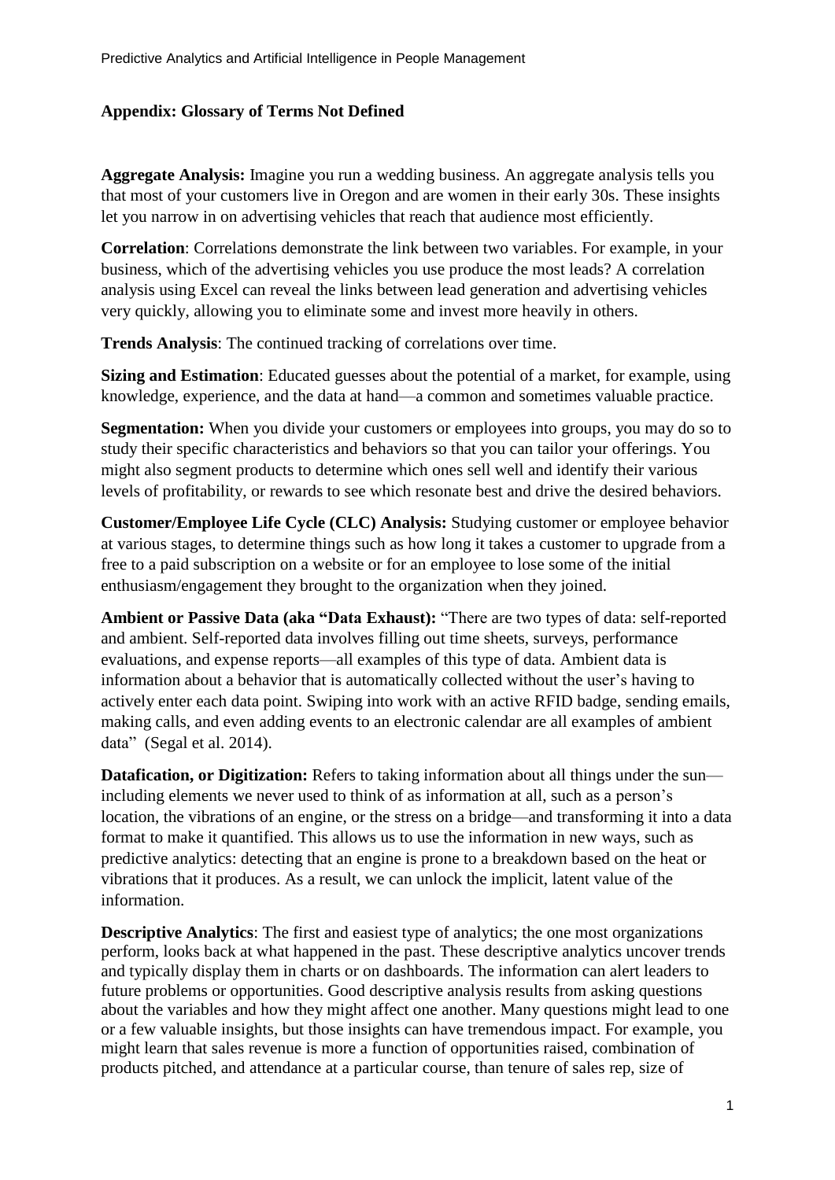## Appendix: Glossary of Terms Not Defined

**Aggregate Analysis:** Imagine you run a wedding business. An aggregate analysis tells you that most of your customers live in Oregon and are women in their early 30s. These insights let you narrow in on advertising vehicles that reach that audience most efficiently.

**Correlation**: Correlations demonstrate the link between two variables. For example, in your business, which of the advertising vehicles you use produce the most leads? A correlation analysis using Excel can reveal the links between lead generation and advertising vehicles very quickly, allowing you to eliminate some and invest more heavily in others.

**Trends Analysis**: The continued tracking of correlations over time.

**Sizing and Estimation**: Educated guesses about the potential of a market, for example, using knowledge, experience, and the data at hand—a common and sometimes valuable practice.

**Segmentation:** When you divide your customers or employees into groups, you may do so to study their specific characteristics and behaviors so that you can tailor your offerings. You might also segment products to determine which ones sell well and identify their various levels of profitability, or rewards to see which resonate best and drive the desired behaviors.

**Customer/Employee Life Cycle (CLC) Analysis:** Studying customer or employee behavior at various stages, to determine things such as how long it takes a customer to upgrade from a free to a paid subscription on a website or for an employee to lose some of the initial enthusiasm/engagement they brought to the organization when they joined.

**Ambient or Passive Data (aka "Data Exhaust):** "There are two types of data: self-reported and ambient. Self-reported data involves filling out time sheets, surveys, performance evaluations, and expense reports—all examples of this type of data. Ambient data is information about a behavior that is automatically collected without the user's having to actively enter each data point. Swiping into work with an active RFID badge, sending emails, making calls, and even adding events to an electronic calendar are all examples of ambient data" (Segal et al. 2014).

**Datafication, or Digitization:** Refers to taking information about all things under the sun—including elements we never used to think of as information at all, such as a person's location, the vibrations of an engine, or the stress on a bridge—and transforming it into a data format to make it quantified. This allows us to use the information in new ways, such as predictive analytics: detecting that an engine is prone to a breakdown based on the heat or vibrations that it produces. As a result, we can unlock the implicit, latent value of the information.

**Descriptive Analytics**: The first and easiest type of analytics; the one most organizations perform, looks back at what happened in the past. These descriptive analytics uncover trends and typically display them in charts or on dashboards. The information can alert leaders to future problems or opportunities. Good descriptive analysis results from asking questions about the variables and how they might affect one another. Many questions might lead to one or a few valuable insights, but those insights can have tremendous impact. For example, you might learn that sales revenue is more a function of opportunities raised, combination of products pitched, and attendance at a particular course, than tenure of sales rep, size of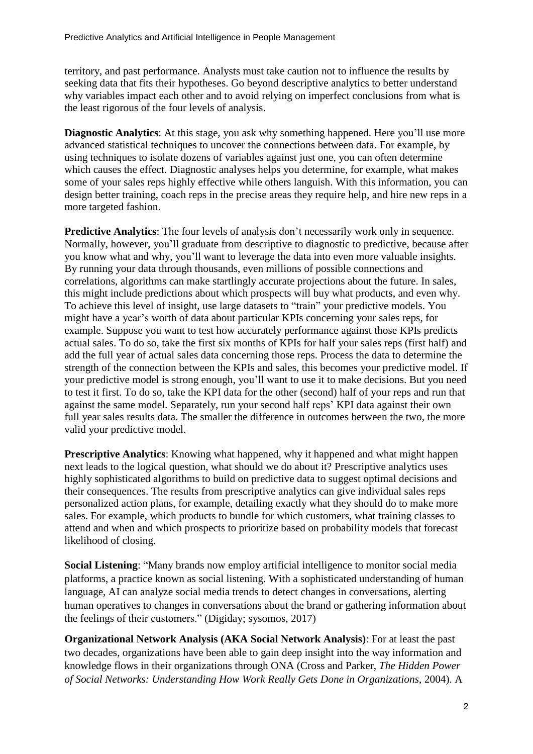territory, and past performance. Analysts must take caution not to influence the results by seeking data that fits their hypotheses. Go beyond descriptive analytics to better understand why variables impact each other and to avoid relying on imperfect conclusions from what is the least rigorous of the four levels of analysis.

**Diagnostic Analytics**: At this stage, you ask why something happened. Here you'll use more advanced statistical techniques to uncover the connections between data. For example, by using techniques to isolate dozens of variables against just one, you can often determine which causes the effect. Diagnostic analyses helps you determine, for example, what makes some of your sales reps highly effective while others languish. With this information, you can design better training, coach reps in the precise areas they require help, and hire new reps in a more targeted fashion.

**Predictive Analytics**: The four levels of analysis don't necessarily work only in sequence. Normally, however, you'll graduate from descriptive to diagnostic to predictive, because after you know what and why, you'll want to leverage the data into even more valuable insights. By running your data through thousands, even millions of possible connections and correlations, algorithms can make startlingly accurate projections about the future. In sales, this might include predictions about which prospects will buy what products, and even why. To achieve this level of insight, use large datasets to "train" your predictive models. You might have a year's worth of data about particular KPIs concerning your sales reps, for example. Suppose you want to test how accurately performance against those KPIs predicts actual sales. To do so, take the first six months of KPIs for half your sales reps (first half) and add the full year of actual sales data concerning those reps. Process the data to determine the strength of the connection between the KPIs and sales, this becomes your predictive model. If your predictive model is strong enough, you'll want to use it to make decisions. But you need to test it first. To do so, take the KPI data for the other (second) half of your reps and run that against the same model. Separately, run your second half reps' KPI data against their own full year sales results data. The smaller the difference in outcomes between the two, the more valid your predictive model.

**Prescriptive Analytics**: Knowing what happened, why it happened and what might happen next leads to the logical question, what should we do about it? Prescriptive analytics uses highly sophisticated algorithms to build on predictive data to suggest optimal decisions and their consequences. The results from prescriptive analytics can give individual sales reps personalized action plans, for example, detailing exactly what they should do to make more sales. For example, which products to bundle for which customers, what training classes to attend and when and which prospects to prioritize based on probability models that forecast likelihood of closing.

**Social Listening**: "Many brands now employ artificial intelligence to monitor social media platforms, a practice known as social listening. With a sophisticated understanding of human language, AI can analyze social media trends to detect changes in conversations, alerting human operatives to changes in conversations about the brand or gathering information about the feelings of their customers." (Digiday; sysomos, 2017)

**Organizational Network Analysis (AKA Social Network Analysis)**: For at least the past two decades, organizations have been able to gain deep insight into the way information and knowledge flows in their organizations through ONA (Cross and Parker, *The Hidden Power of Social Networks: Understanding How Work Really Gets Done in Organizations*, 2004). A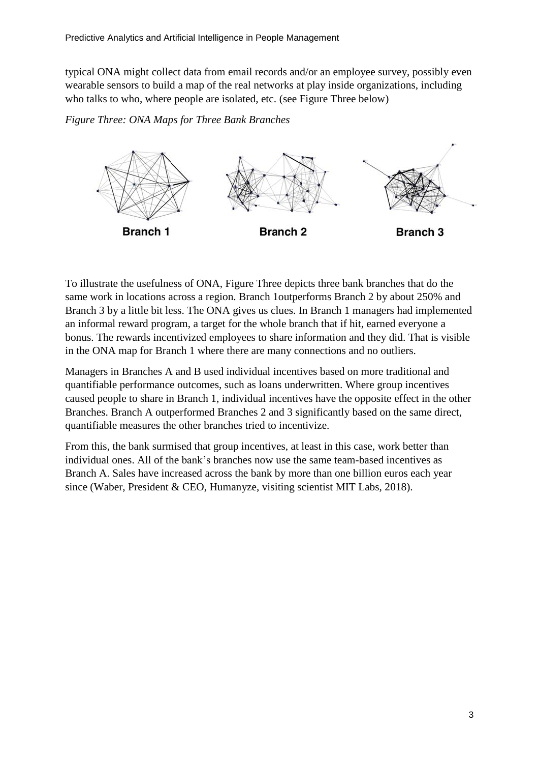typical ONA might collect data from email records and/or an employee survey, possibly even wearable sensors to build a map of the real networks at play inside organizations, including who talks to who, where people are isolated, etc. (see Figure Three below)

*Figure Three: ONA Maps for Three Bank Branches*

Branch 1

Branch 2

Branch 3

To illustrate the usefulness of ONA, Figure Three depicts three bank branches that do the same work in locations across a region. Branch 1outperforms Branch 2 by about 250% and Branch 3 by a little bit less. The ONA gives us clues. In Branch 1 managers had implemented an informal reward program, a target for the whole branch that if hit, earned everyone a bonus. The rewards incentivized employees to share information and they did. That is visible in the ONA map for Branch 1 where there are many connections and no outliers.

Managers in Branches A and B used individual incentives based on more traditional and quantifiable performance outcomes, such as loans underwritten. Where group incentives caused people to share in Branch 1, individual incentives have the opposite effect in the other Branches. Branch A outperformed Branches 2 and 3 significantly based on the same direct, quantifiable measures the other branches tried to incentivize.

From this, the bank surmised that group incentives, at least in this case, work better than individual ones. All of the bank's branches now use the same team-based incentives as Branch A. Sales have increased across the bank by more than one billion euros each year since (Waber, President & CEO, Humanyze, visiting scientist MIT Labs, 2018).